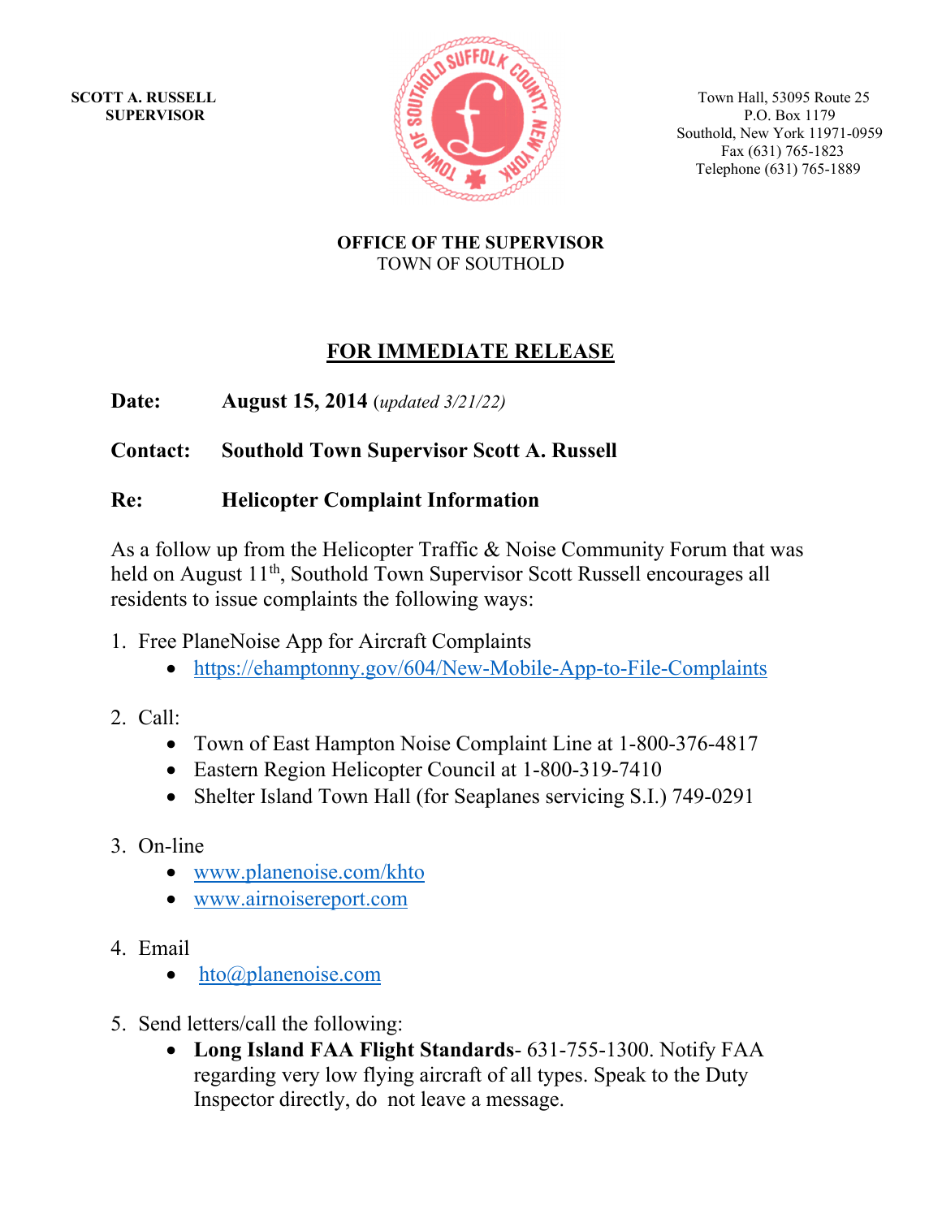**SCOTT A. RUSSELL**
**SUPERVISOR**

Town Hall, 53095 Route 25
P.O. Box 1179
Southold, New York 11971-0959
Fax (631) 765-1823
Telephone (631) 765-1889

**OFFICE OF THE SUPERVISOR**
TOWN OF SOUTHOLD

## FOR IMMEDIATE RELEASE

**Date:** **August 15, 2014** *(updated 3/21/22)*

**Contact:** **Southold Town Supervisor Scott A. Russell**

**Re:** **Helicopter Complaint Information**

As a follow up from the Helicopter Traffic & Noise Community Forum that was held on August 11th, Southold Town Supervisor Scott Russell encourages all residents to issue complaints the following ways:

1. Free PlaneNoise App for Aircraft Complaints
   - https://ehamptonny.gov/604/New-Mobile-App-to-File-Complaints

2. Call:
   - Town of East Hampton Noise Complaint Line at 1-800-376-4817
   - Eastern Region Helicopter Council at 1-800-319-7410
   - Shelter Island Town Hall (for Seaplanes servicing S.I.) 749-0291

3. On-line
   - www.planenoise.com/khto
   - www.airnoisereport.com

4. Email
   - hto@planenoise.com

5. Send letters/call the following:
   - **Long Island FAA Flight Standards**- 631-755-1300. Notify FAA regarding very low flying aircraft of all types. Speak to the Duty Inspector directly, do not leave a message.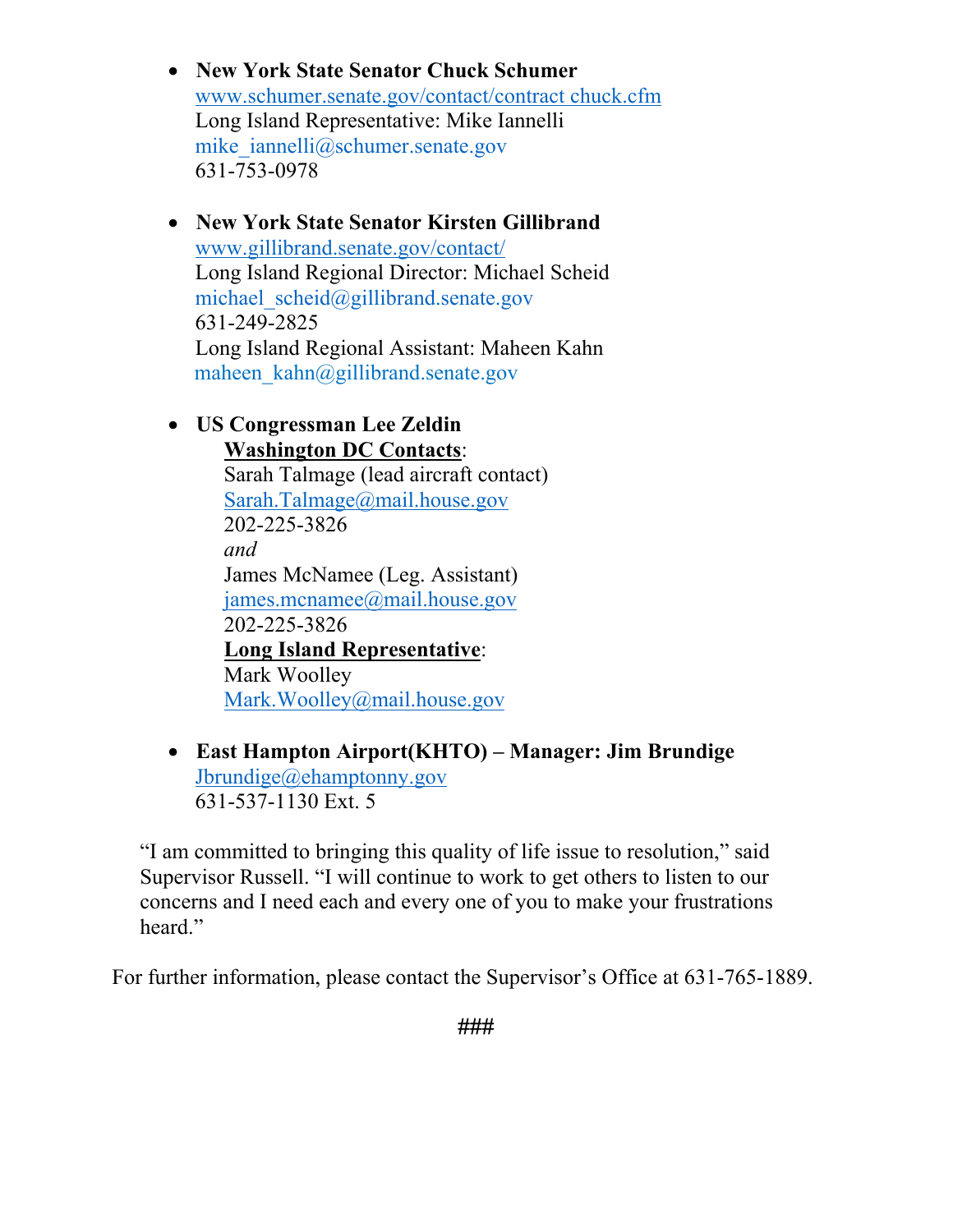- **New York State Senator Chuck Schumer**
  www.schumer.senate.gov/contact/contract chuck.cfm
  Long Island Representative: Mike Iannelli
  mike_iannelli@schumer.senate.gov
  631-753-0978

- **New York State Senator Kirsten Gillibrand**
  www.gillibrand.senate.gov/contact/
  Long Island Regional Director: Michael Scheid
  michael_scheid@gillibrand.senate.gov
  631-249-2825
  Long Island Regional Assistant: Maheen Kahn
  maheen_kahn@gillibrand.senate.gov

- **US Congressman Lee Zeldin**
  **Washington DC Contacts**:
  Sarah Talmage (lead aircraft contact)
  Sarah.Talmage@mail.house.gov
  202-225-3826
  *and*
  James McNamee (Leg. Assistant)
  james.mcnamee@mail.house.gov
  202-225-3826
  **Long Island Representative**:
  Mark Woolley
  Mark.Woolley@mail.house.gov

- **East Hampton Airport(KHTO) – Manager: Jim Brundige**
  Jbrundige@ehamptonny.gov
  631-537-1130 Ext. 5

"I am committed to bringing this quality of life issue to resolution," said Supervisor Russell. "I will continue to work to get others to listen to our concerns and I need each and every one of you to make your frustrations heard."

For further information, please contact the Supervisor's Office at 631-765-1889.

###